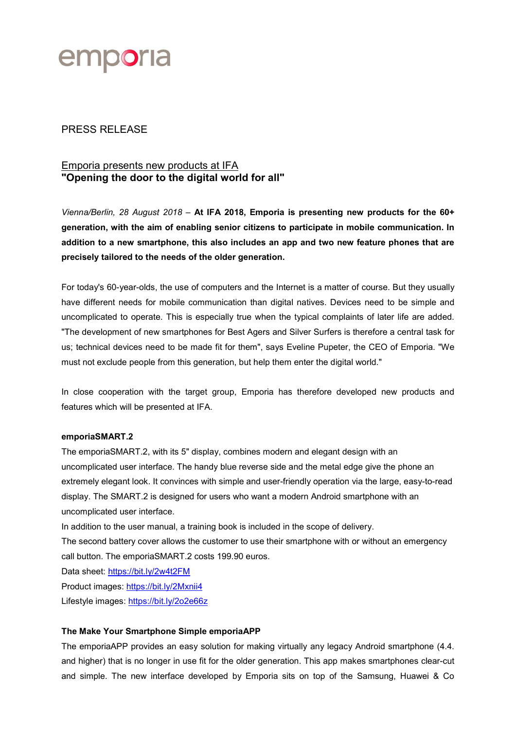emporia

PRESS RELEASE

Emporia presents new products at IFA
**"Opening the door to the digital world for all"**

*Vienna/Berlin, 28 August 2018* – **At IFA 2018, Emporia is presenting new products for the 60+ generation, with the aim of enabling senior citizens to participate in mobile communication. In addition to a new smartphone, this also includes an app and two new feature phones that are precisely tailored to the needs of the older generation.**

For today's 60-year-olds, the use of computers and the Internet is a matter of course. But they usually have different needs for mobile communication than digital natives. Devices need to be simple and uncomplicated to operate. This is especially true when the typical complaints of later life are added. "The development of new smartphones for Best Agers and Silver Surfers is therefore a central task for us; technical devices need to be made fit for them", says Eveline Pupeter, the CEO of Emporia. "We must not exclude people from this generation, but help them enter the digital world."

In close cooperation with the target group, Emporia has therefore developed new products and features which will be presented at IFA.

**emporiaSMART.2**

The emporiaSMART.2, with its 5" display, combines modern and elegant design with an uncomplicated user interface. The handy blue reverse side and the metal edge give the phone an extremely elegant look. It convinces with simple and user-friendly operation via the large, easy-to-read display. The SMART.2 is designed for users who want a modern Android smartphone with an uncomplicated user interface.

In addition to the user manual, a training book is included in the scope of delivery.

The second battery cover allows the customer to use their smartphone with or without an emergency call button. The emporiaSMART.2 costs 199.90 euros.

Data sheet: https://bit.ly/2w4t2FM

Product images: https://bit.ly/2Mxnii4

Lifestyle images: https://bit.ly/2o2e66z

**The Make Your Smartphone Simple emporiaAPP**

The emporiaAPP provides an easy solution for making virtually any legacy Android smartphone (4.4. and higher) that is no longer in use fit for the older generation. This app makes smartphones clear-cut and simple. The new interface developed by Emporia sits on top of the Samsung, Huawei & Co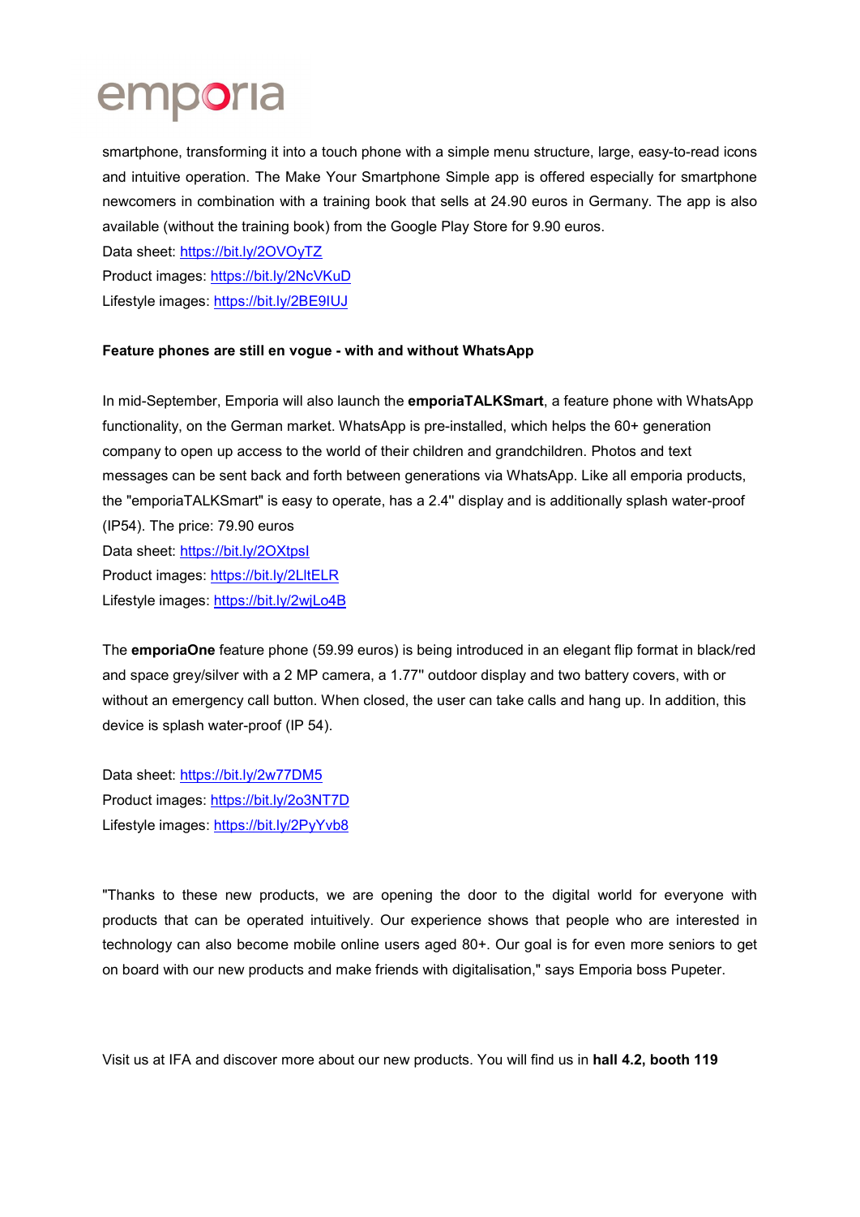smartphone, transforming it into a touch phone with a simple menu structure, large, easy-to-read icons and intuitive operation. The Make Your Smartphone Simple app is offered especially for smartphone newcomers in combination with a training book that sells at 24.90 euros in Germany. The app is also available (without the training book) from the Google Play Store for 9.90 euros.
Data sheet: https://bit.ly/2OVOyTZ
Product images: https://bit.ly/2NcVKuD
Lifestyle images: https://bit.ly/2BE9IUJ

**Feature phones are still en vogue - with and without WhatsApp**

In mid-September, Emporia will also launch the **emporiaTALKSmart**, a feature phone with WhatsApp functionality, on the German market. WhatsApp is pre-installed, which helps the 60+ generation company to open up access to the world of their children and grandchildren. Photos and text messages can be sent back and forth between generations via WhatsApp. Like all emporia products, the "emporiaTALKSmart" is easy to operate, has a 2.4'' display and is additionally splash water-proof (IP54). The price: 79.90 euros
Data sheet: https://bit.ly/2OXtpsI
Product images: https://bit.ly/2LltELR
Lifestyle images: https://bit.ly/2wjLo4B

The **emporiaOne** feature phone (59.99 euros) is being introduced in an elegant flip format in black/red and space grey/silver with a 2 MP camera, a 1.77'' outdoor display and two battery covers, with or without an emergency call button. When closed, the user can take calls and hang up. In addition, this device is splash water-proof (IP 54).

Data sheet: https://bit.ly/2w77DM5
Product images: https://bit.ly/2o3NT7D
Lifestyle images: https://bit.ly/2PyYvb8

"Thanks to these new products, we are opening the door to the digital world for everyone with products that can be operated intuitively. Our experience shows that people who are interested in technology can also become mobile online users aged 80+. Our goal is for even more seniors to get on board with our new products and make friends with digitalisation," says Emporia boss Pupeter.

Visit us at IFA and discover more about our new products. You will find us in **hall 4.2, booth 119**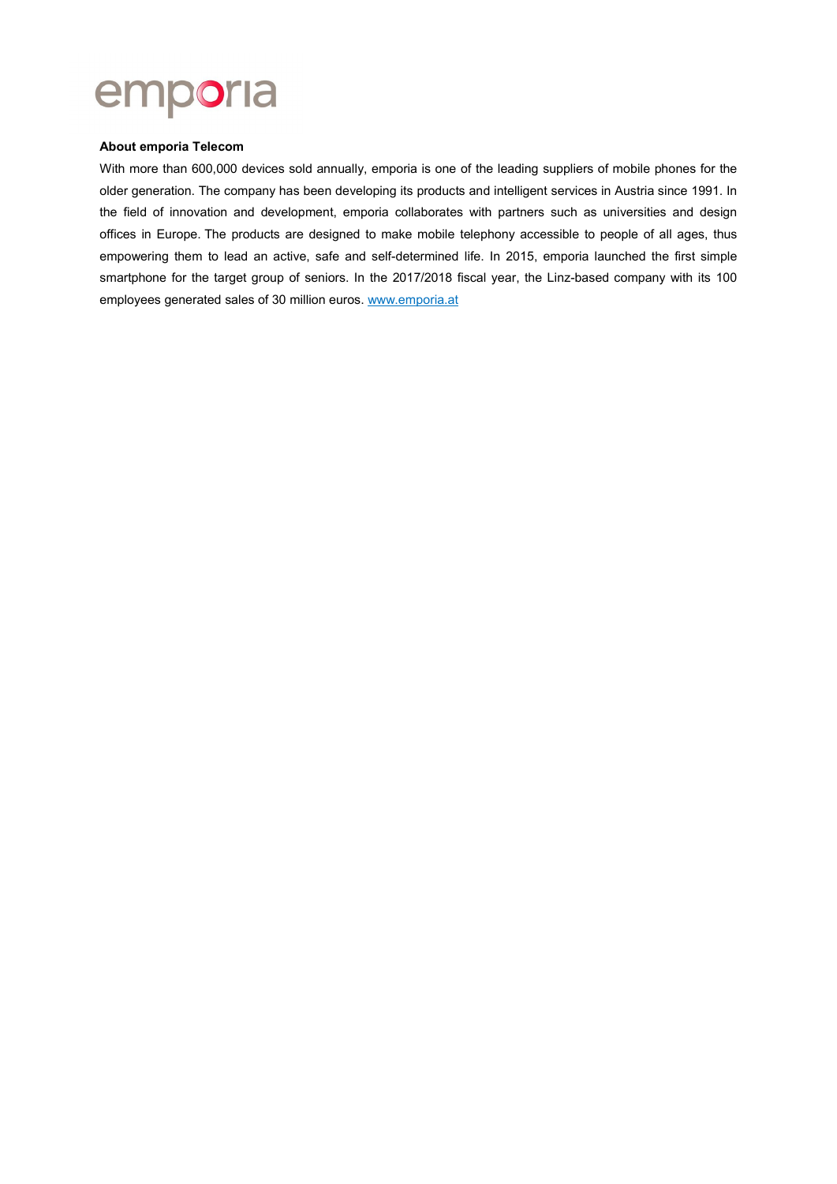**About emporia Telecom**

With more than 600,000 devices sold annually, emporia is one of the leading suppliers of mobile phones for the older generation. The company has been developing its products and intelligent services in Austria since 1991. In the field of innovation and development, emporia collaborates with partners such as universities and design offices in Europe. The products are designed to make mobile telephony accessible to people of all ages, thus empowering them to lead an active, safe and self-determined life. In 2015, emporia launched the first simple smartphone for the target group of seniors. In the 2017/2018 fiscal year, the Linz-based company with its 100 employees generated sales of 30 million euros. [www.emporia.at](http://www.emporia.at)